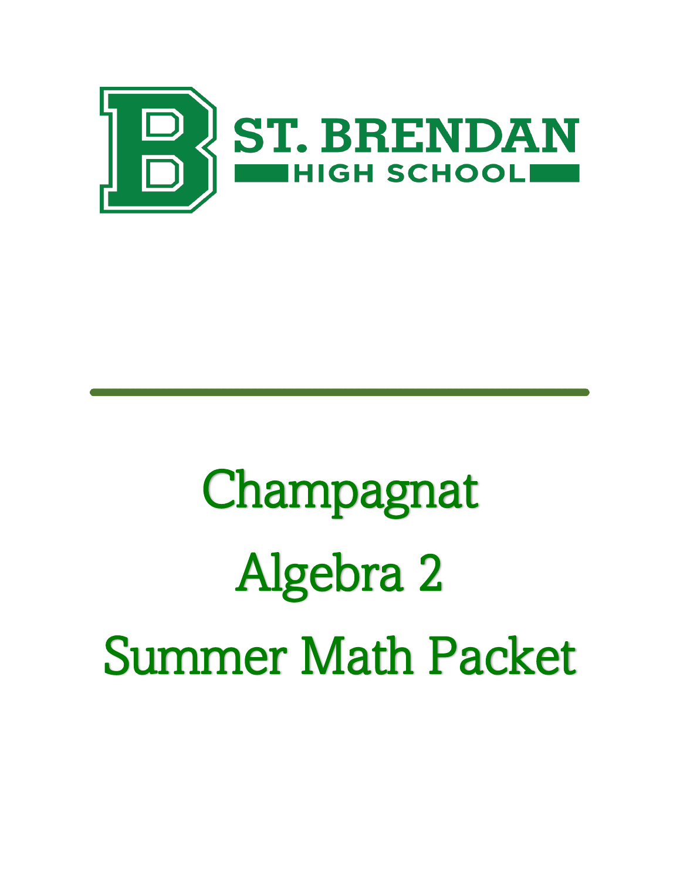ST. BRENDAN

HIGH SCHOOL

# Champagnat

# Algebra 2

# Summer Math Packet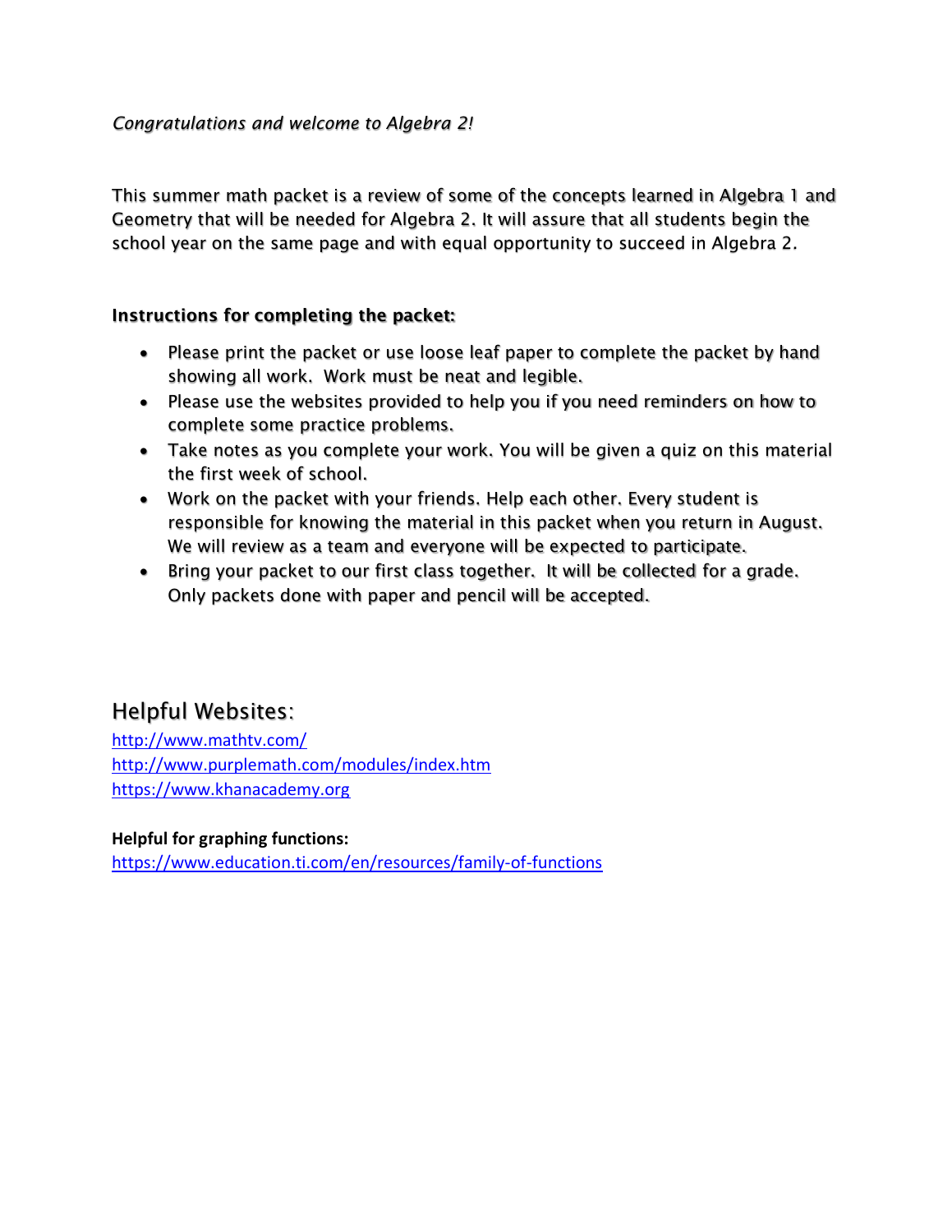*Congratulations and welcome to Algebra 2!*

This summer math packet is a review of some of the concepts learned in Algebra 1 and Geometry that will be needed for Algebra 2. It will assure that all students begin the school year on the same page and with equal opportunity to succeed in Algebra 2.

**Instructions for completing the packet:**

- Please print the packet or use loose leaf paper to complete the packet by hand showing all work. Work must be neat and legible.
- Please use the websites provided to help you if you need reminders on how to complete some practice problems.
- Take notes as you complete your work. You will be given a quiz on this material the first week of school.
- Work on the packet with your friends. Help each other. Every student is responsible for knowing the material in this packet when you return in August. We will review as a team and everyone will be expected to participate.
- Bring your packet to our first class together. It will be collected for a grade. Only packets done with paper and pencil will be accepted.

## Helpful Websites:

http://www.mathtv.com/
http://www.purplemath.com/modules/index.htm
https://www.khanacademy.org

**Helpful for graphing functions:**
https://www.education.ti.com/en/resources/family-of-functions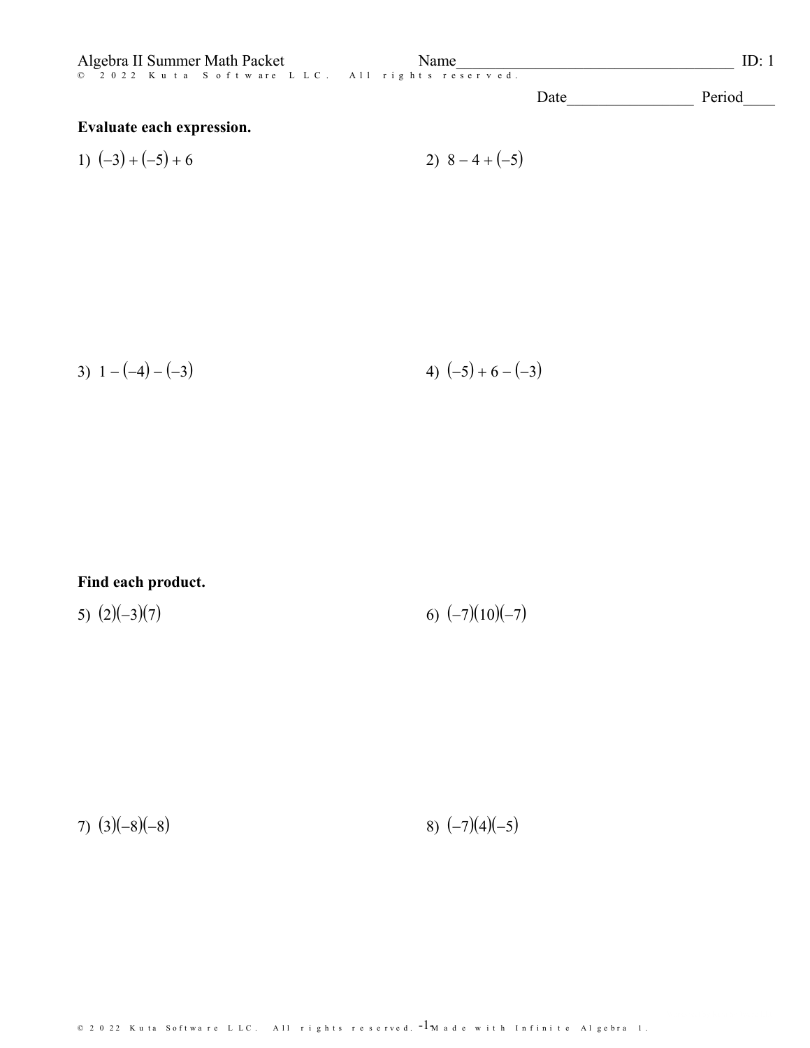Algebra II Summer Math Packet

Name____________________ ID: 1

Date________________ Period____

**Evaluate each expression.**

1) $(-3) + (-5) + 6$

2) $8 - 4 + (-5)$

3) $1 - (-4) - (-3)$

4) $(-5) + 6 - (-3)$

**Find each product.**

5) $(2)(-3)(7)$

6) $(-7)(10)(-7)$

7) $(3)(-8)(-8)$

8) $(-7)(4)(-5)$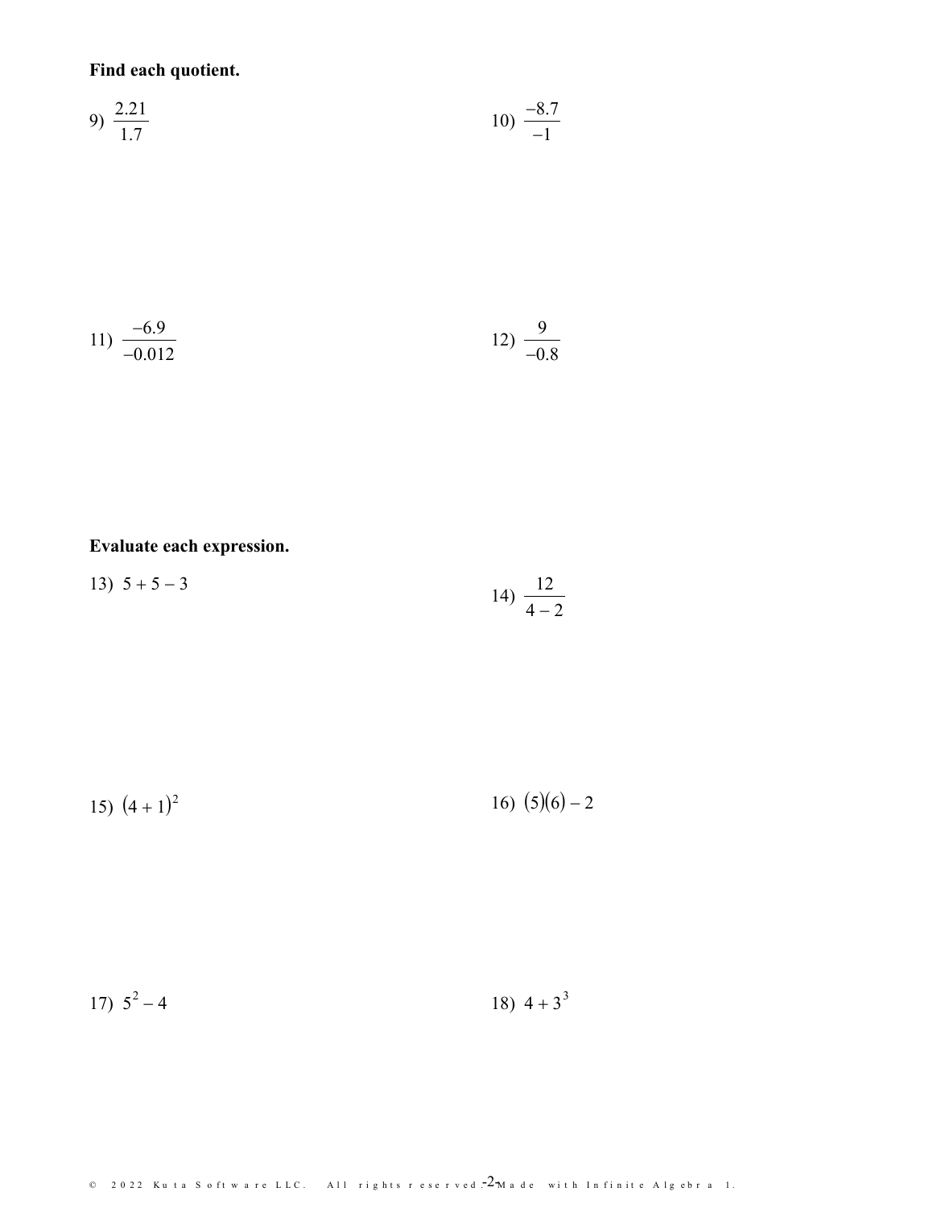**Find each quotient.**

9) $\frac{2.21}{1.7}$

10) $\frac{-8.7}{-1}$

11) $\frac{-6.9}{-0.012}$

12) $\frac{9}{-0.8}$

**Evaluate each expression.**

13) $5 + 5 - 3$

14) $\frac{12}{4 - 2}$

15) $(4 + 1)^2$

16) $(5)(6) - 2$

17) $5^2 - 4$

18) $4 + 3^3$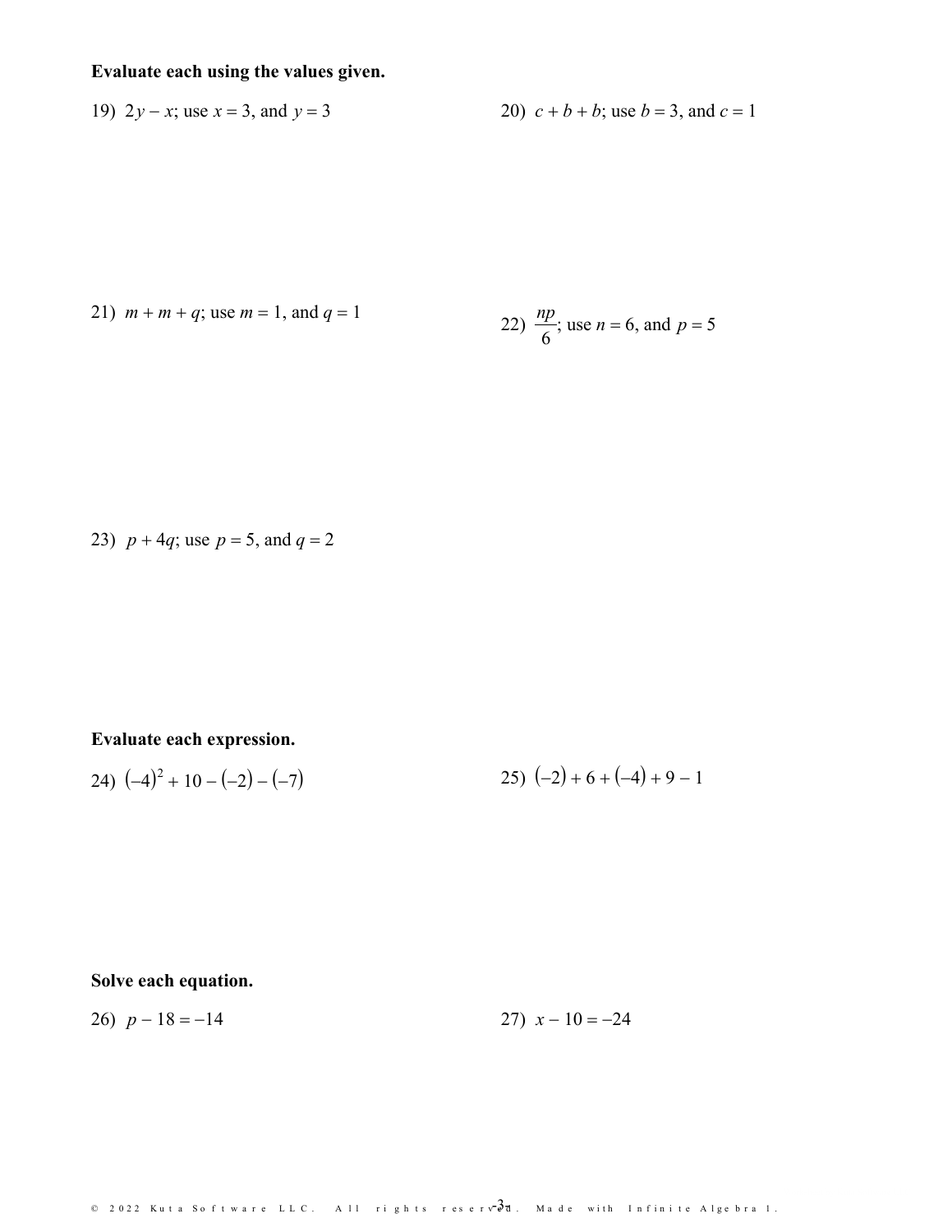**Evaluate each using the values given.**

19) $2y - x$; use $x = 3$, and $y = 3$

20) $c + b + b$; use $b = 3$, and $c = 1$

21) $m + m + q$; use $m = 1$, and $q = 1$

22) $\frac{np}{6}$; use $n = 6$, and $p = 5$

23) $p + 4q$; use $p = 5$, and $q = 2$

**Evaluate each expression.**

24) $(-4)^2 + 10 - (-2) - (-7)$

25) $(-2) + 6 + (-4) + 9 - 1$

**Solve each equation.**

26) $p - 18 = -14$

27) $x - 10 = -24$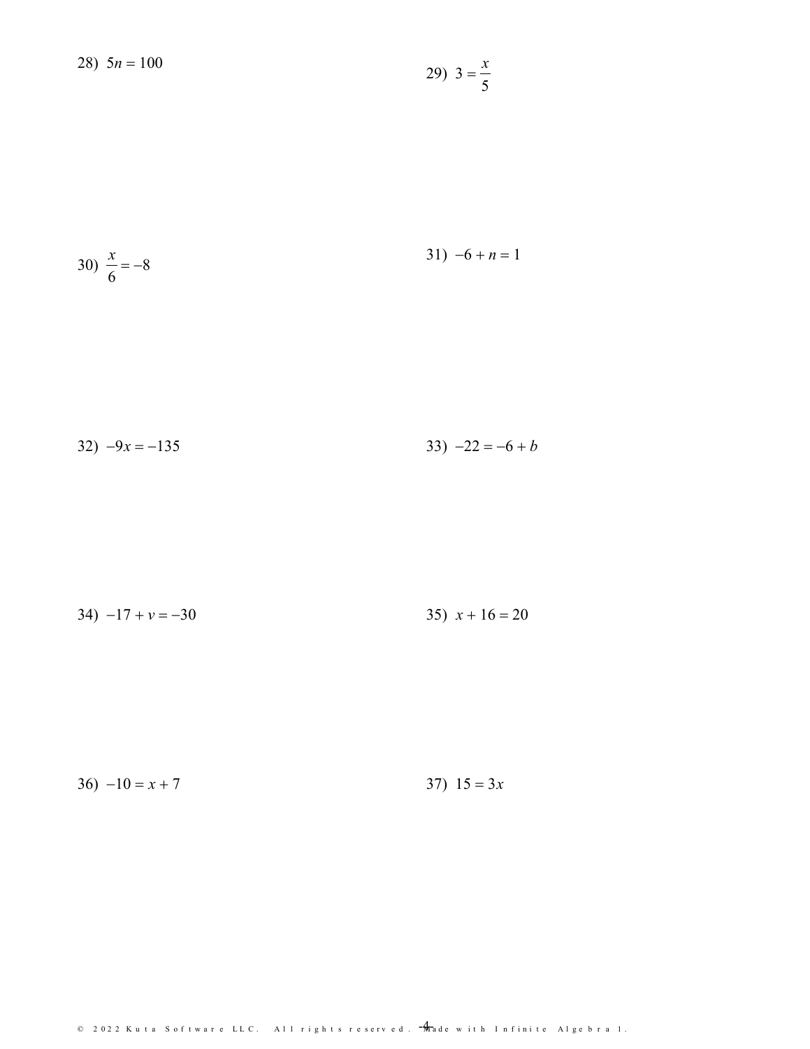28) $5n = 100$

29) $3 = \frac{x}{5}$

30) $\frac{x}{6} = -8$

31) $-6 + n = 1$

32) $-9x = -135$

33) $-22 = -6 + b$

34) $-17 + v = -30$

35) $x + 16 = 20$

36) $-10 = x + 7$

37) $15 = 3x$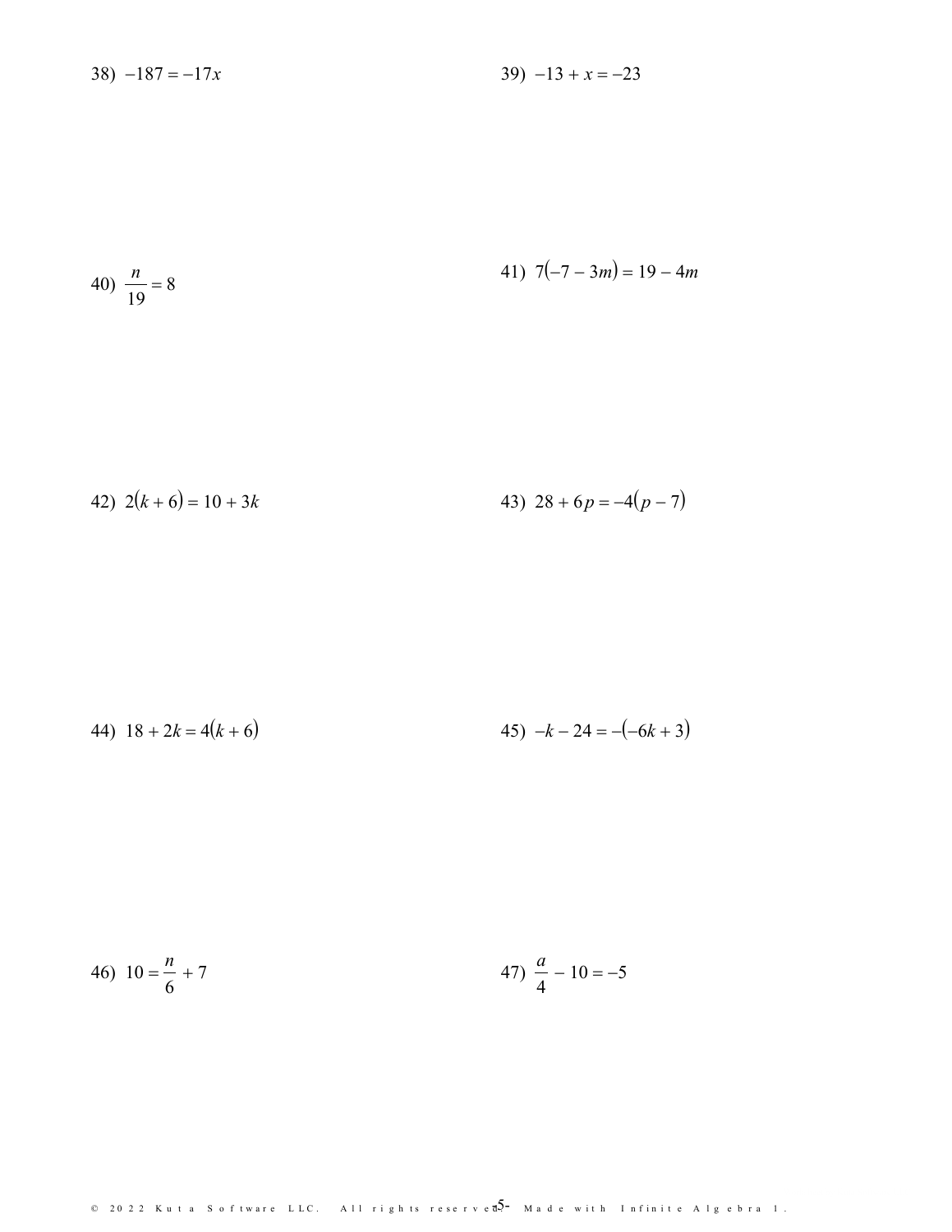38) $-187 = -17x$

39) $-13 + x = -23$

40) $\frac{n}{19} = 8$

41) $7(-7 - 3m) = 19 - 4m$

42) $2(k + 6) = 10 + 3k$

43) $28 + 6p = -4(p - 7)$

44) $18 + 2k = 4(k + 6)$

45) $-k - 24 = -(-6k + 3)$

46) $10 = \frac{n}{6} + 7$

47) $\frac{a}{4} - 10 = -5$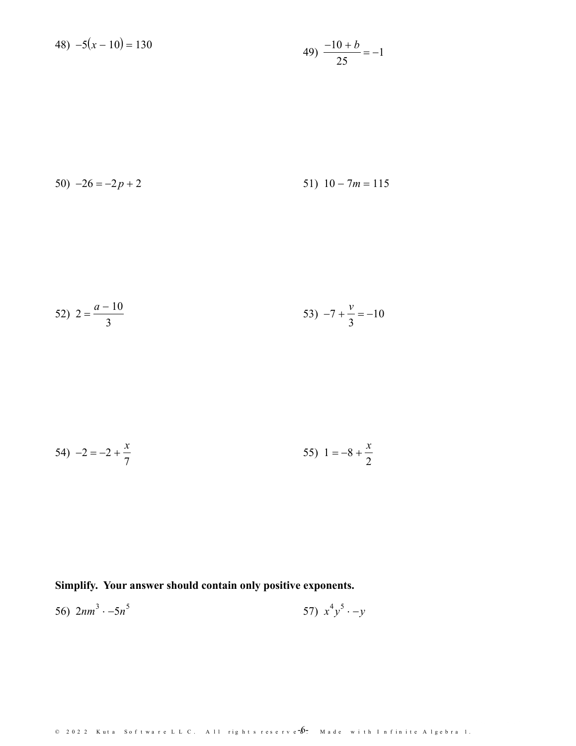48) $-5(x - 10) = 130$

49) $\dfrac{-10 + b}{25} = -1$

50) $-26 = -2p + 2$

51) $10 - 7m = 115$

52) $2 = \dfrac{a - 10}{3}$

53) $-7 + \dfrac{v}{3} = -10$

54) $-2 = -2 + \dfrac{x}{7}$

55) $1 = -8 + \dfrac{x}{2}$

**Simplify. Your answer should contain only positive exponents.**

56) $2nm^3 \cdot -5n^5$

57) $x^4y^5 \cdot -y$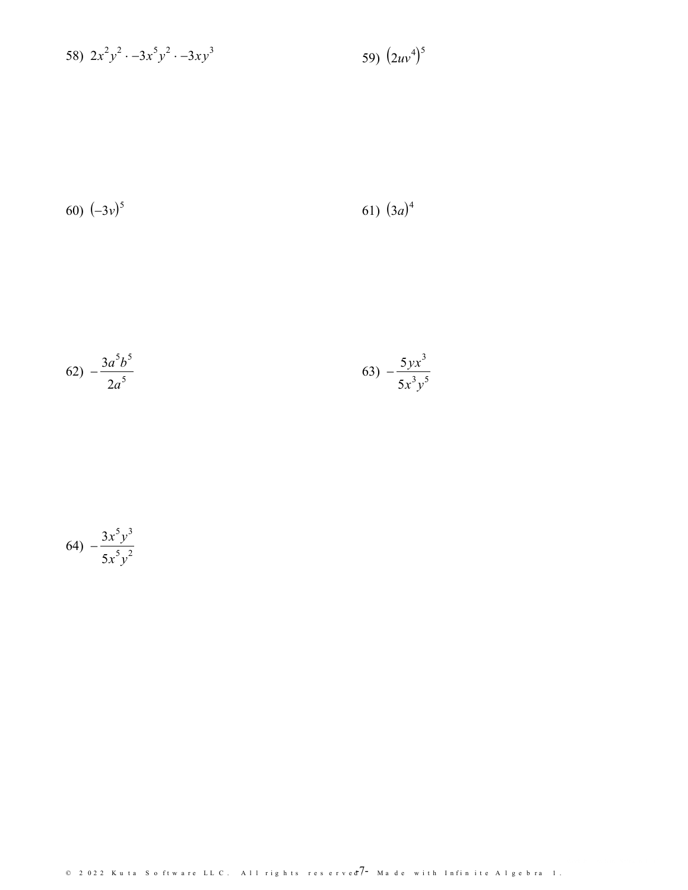58) $2x^2y^2 \cdot -3x^5y^2 \cdot -3xy^3$

59) $(2uv^4)^5$

60) $(-3v)^5$

61) $(3a)^4$

62) $-\dfrac{3a^5b^5}{2a^5}$

63) $-\dfrac{5yx^3}{5x^3y^5}$

64) $-\dfrac{3x^5y^3}{5x^5y^2}$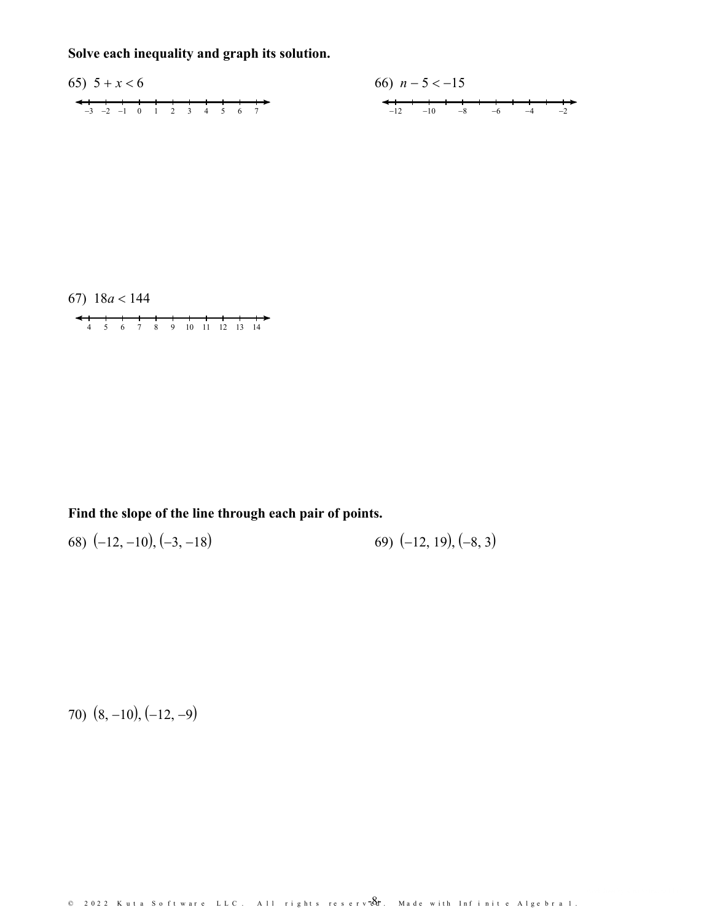**Solve each inequality and graph its solution.**

65) $5 + x < 6$

$-3 \quad -2 \quad -1 \quad 0 \quad 1 \quad 2 \quad 3 \quad 4 \quad 5 \quad 6 \quad 7$

66) $n - 5 < -15$

$-12 \quad -10 \quad -8 \quad -6 \quad -4 \quad -2$

67) $18a < 144$

$4 \quad 5 \quad 6 \quad 7 \quad 8 \quad 9 \quad 10 \quad 11 \quad 12 \quad 13 \quad 14$

**Find the slope of the line through each pair of points.**

68) $(-12, -10), (-3, -18)$

69) $(-12, 19), (-8, 3)$

70) $(8, -10), (-12, -9)$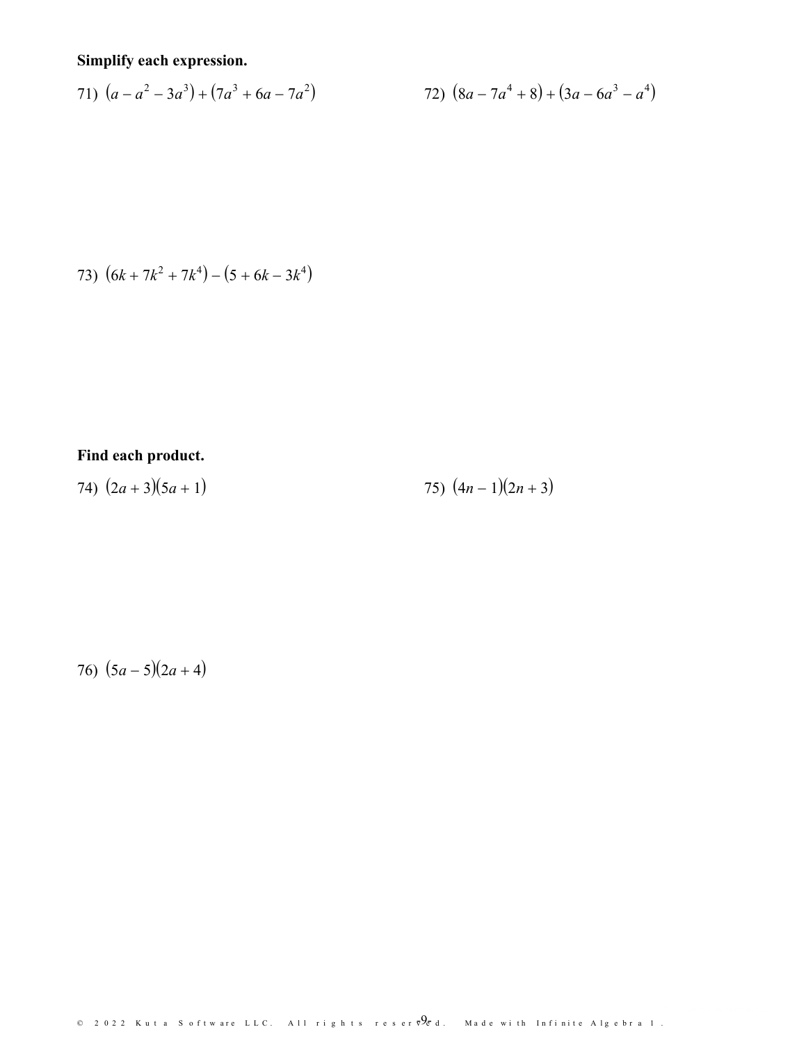**Simplify each expression.**

71) $(a - a^2 - 3a^3) + (7a^3 + 6a - 7a^2)$

72) $(8a - 7a^4 + 8) + (3a - 6a^3 - a^4)$

73) $(6k + 7k^2 + 7k^4) - (5 + 6k - 3k^4)$

**Find each product.**

74) $(2a + 3)(5a + 1)$

75) $(4n - 1)(2n + 3)$

76) $(5a - 5)(2a + 4)$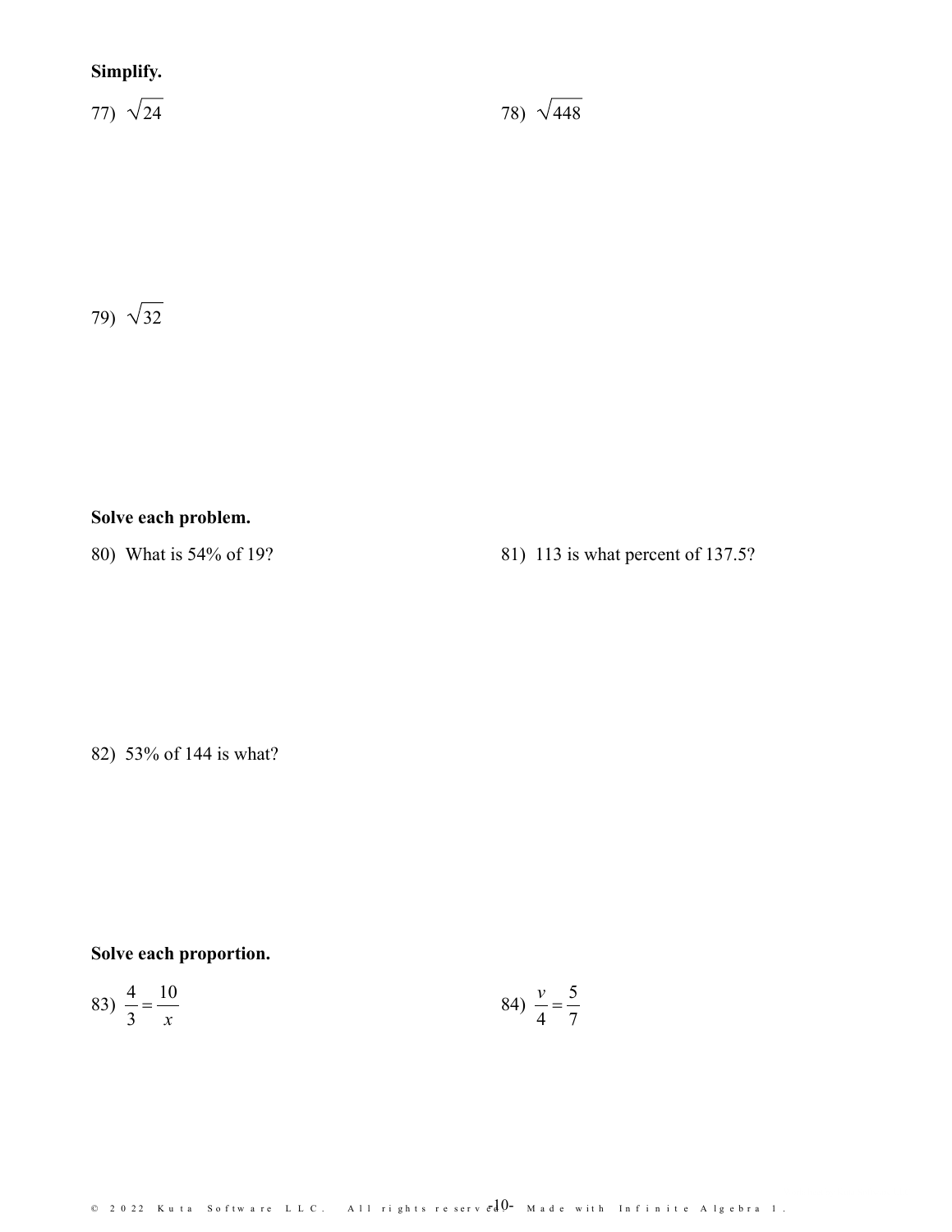**Simplify.**

77) $\sqrt{24}$

78) $\sqrt{448}$

79) $\sqrt{32}$

**Solve each problem.**

80) What is 54% of 19?

81) 113 is what percent of 137.5?

82) 53% of 144 is what?

**Solve each proportion.**

83) $\frac{4}{3} = \frac{10}{x}$

84) $\frac{v}{4} = \frac{5}{7}$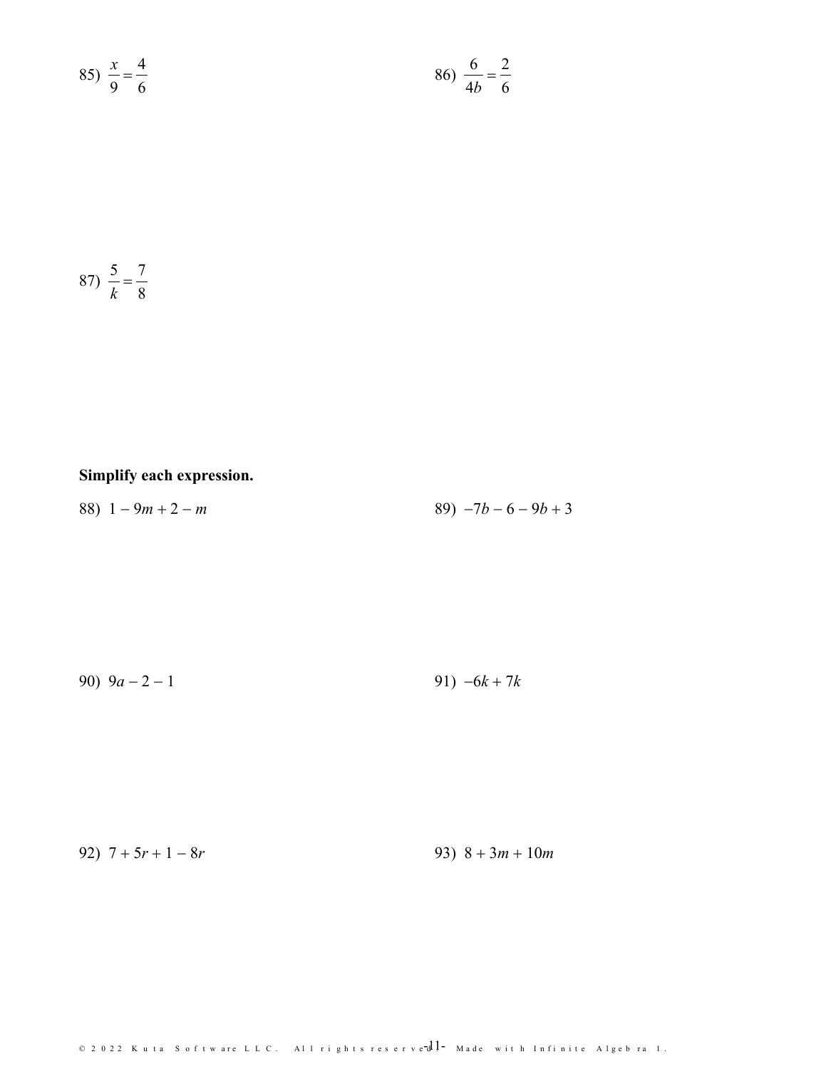85) $\frac{x}{9} = \frac{4}{6}$

86) $\frac{6}{4b} = \frac{2}{6}$

87) $\frac{5}{k} = \frac{7}{8}$

**Simplify each expression.**

88) $1 - 9m + 2 - m$

89) $-7b - 6 - 9b + 3$

90) $9a - 2 - 1$

91) $-6k + 7k$

92) $7 + 5r + 1 - 8r$

93) $8 + 3m + 10m$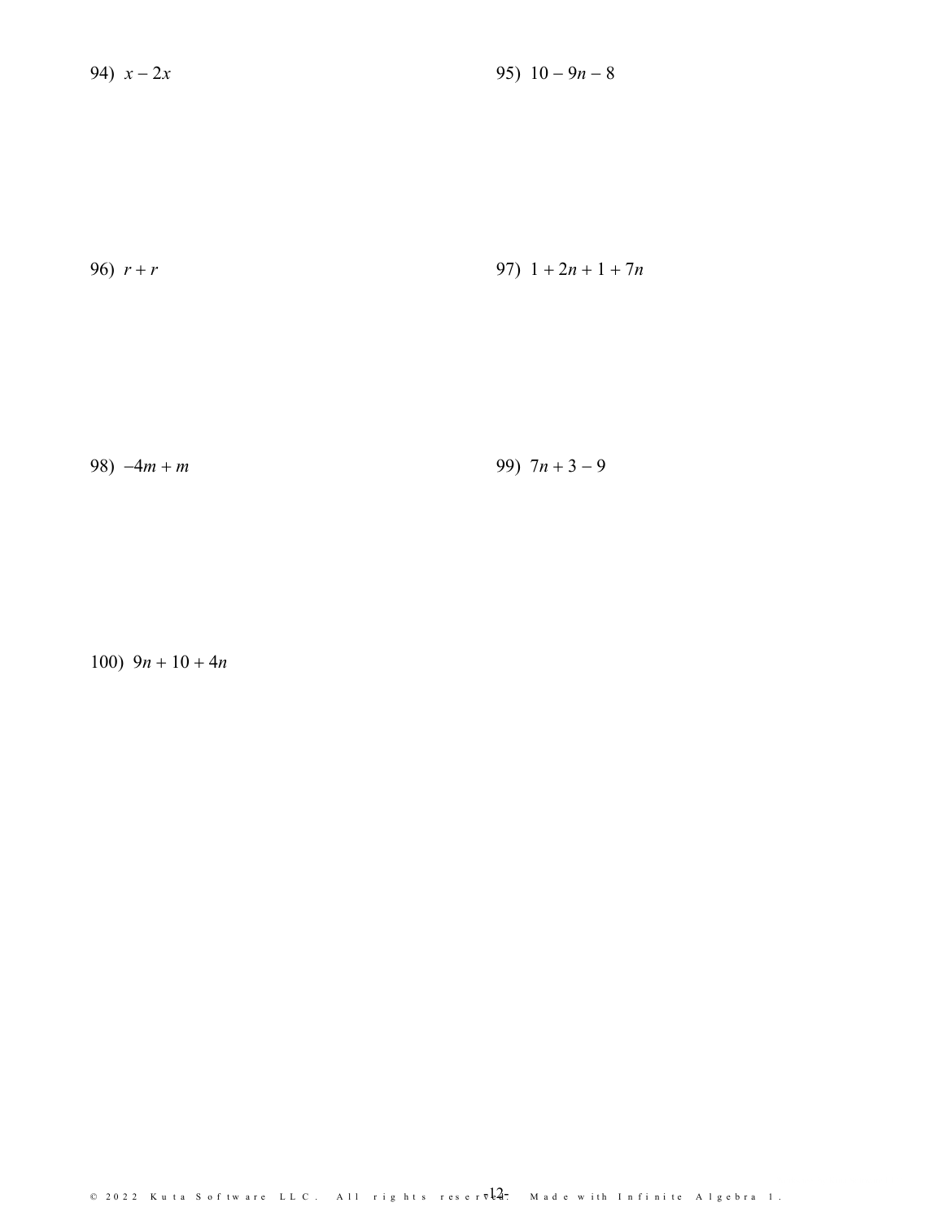94) $x - 2x$

95) $10 - 9n - 8$

96) $r + r$

97) $1 + 2n + 1 + 7n$

98) $-4m + m$

99) $7n + 3 - 9$

100) $9n + 10 + 4n$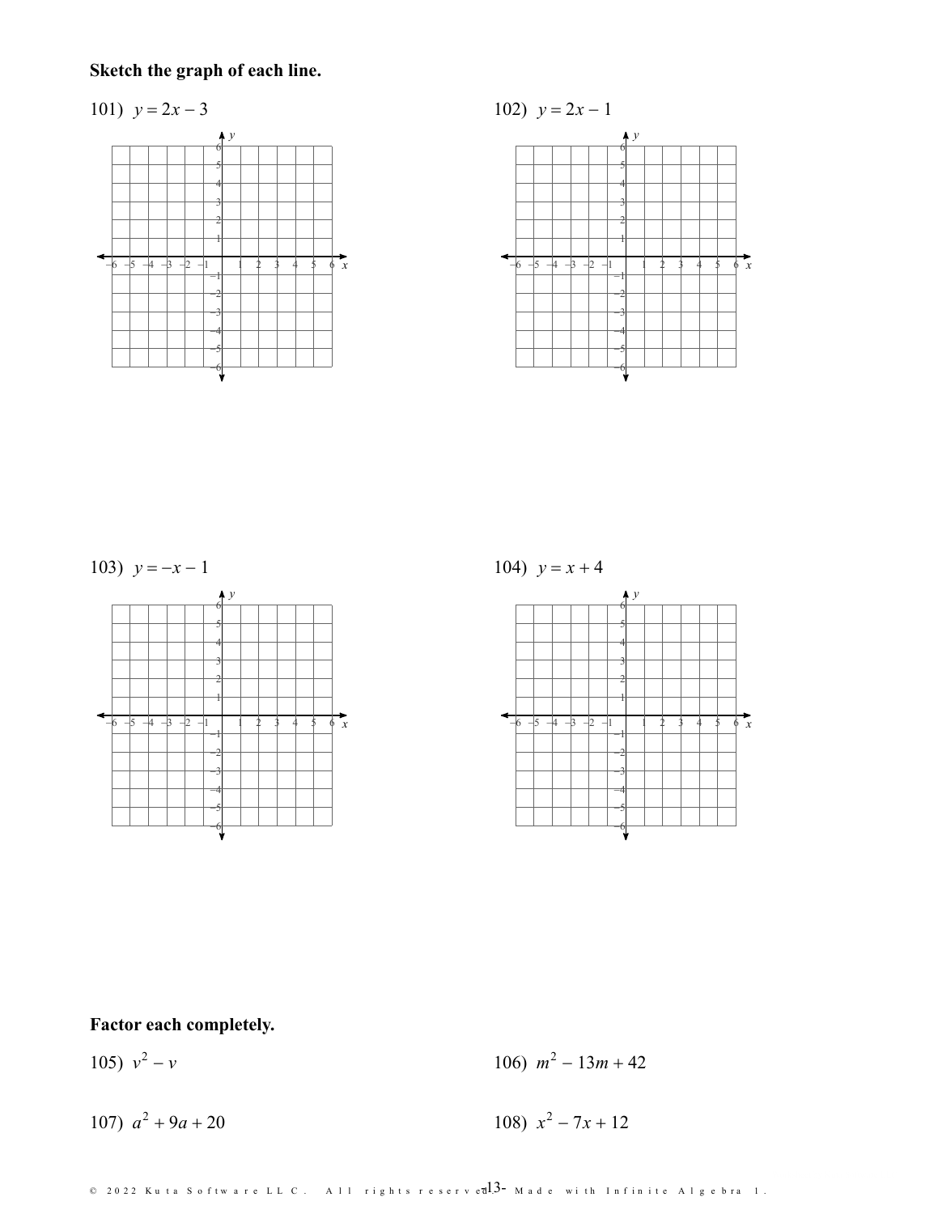**Sketch the graph of each line.**

101) $y = 2x - 3$

102) $y = 2x - 1$

103) $y = -x - 1$

104) $y = x + 4$

**Factor each completely.**

105) $v^2 - v$

106) $m^2 - 13m + 42$

107) $a^2 + 9a + 20$

108) $x^2 - 7x + 12$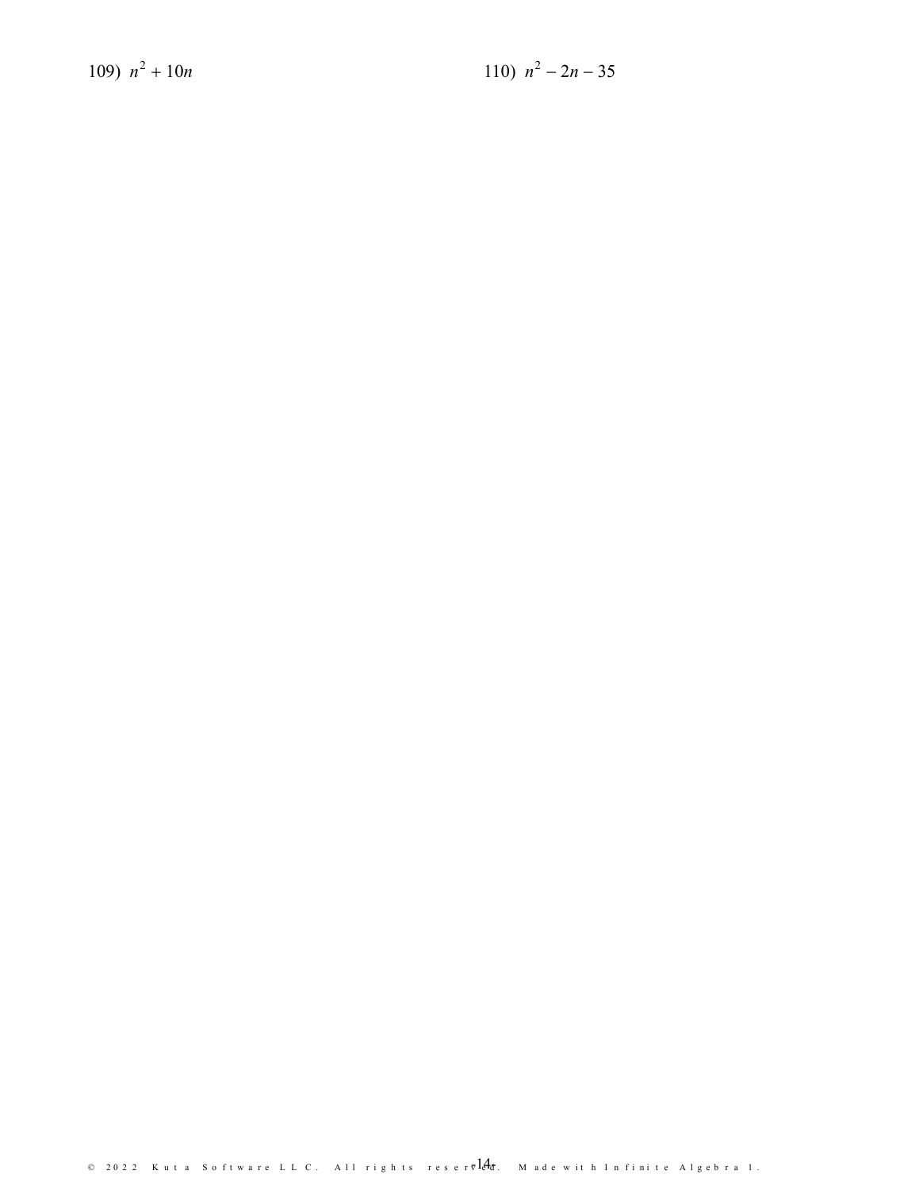109) $n^2 + 10n$

110) $n^2 - 2n - 35$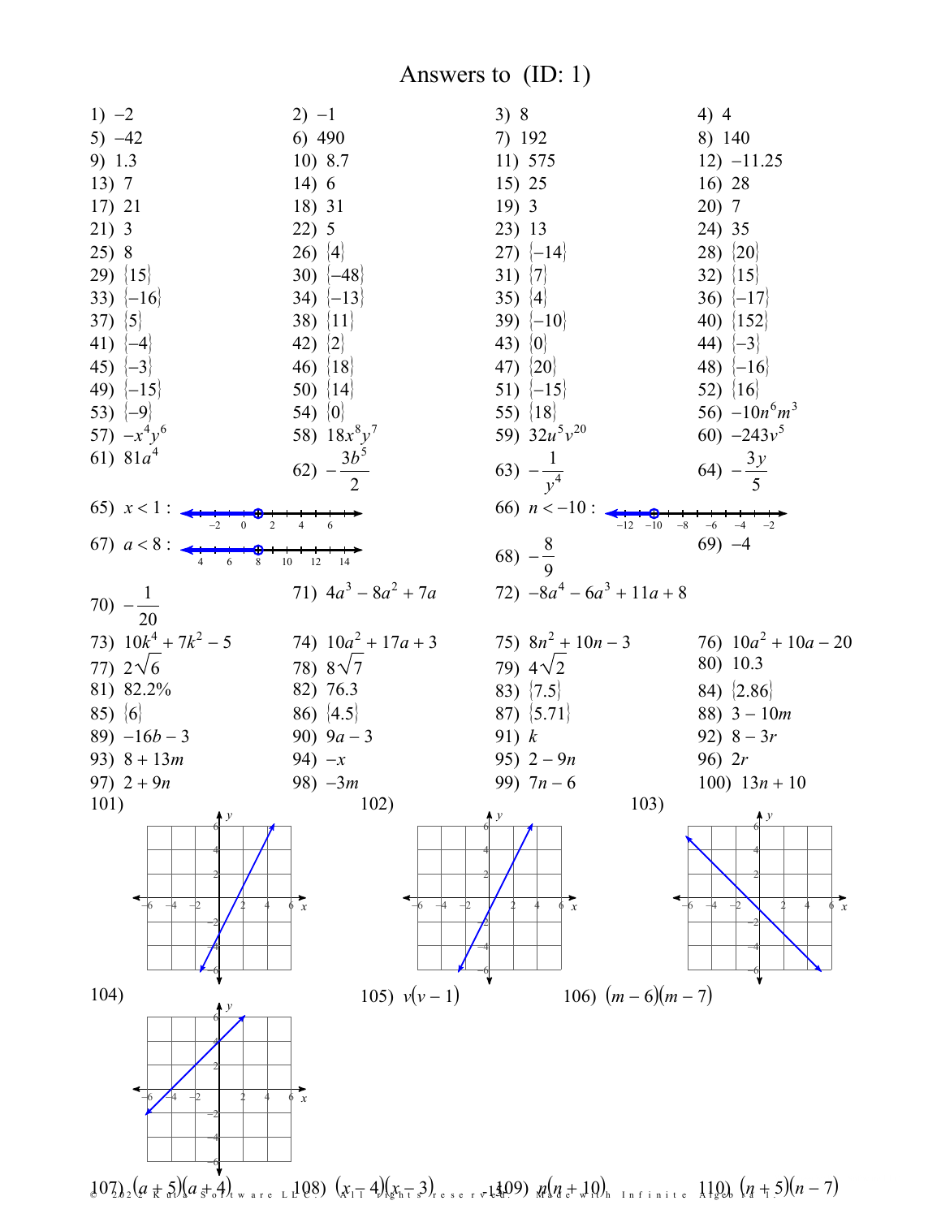# Answers to (ID: 1)

1) $-2$
2) $-1$
3) $8$
4) $4$
5) $-42$
6) $490$
7) $192$
8) $140$
9) $1.3$
10) $8.7$
11) $575$
12) $-11.25$
13) $7$
14) $6$
15) $25$
16) $28$
17) $21$
18) $31$
19) $3$
20) $7$
21) $3$
22) $5$
23) $13$
24) $35$
25) $8$
26) $\{4\}$
27) $\{-14\}$
28) $\{20\}$
29) $\{15\}$
30) $\{-48\}$
31) $\{7\}$
32) $\{15\}$
33) $\{-16\}$
34) $\{-13\}$
35) $\{4\}$
36) $\{-17\}$
37) $\{5\}$
38) $\{11\}$
39) $\{-10\}$
40) $\{152\}$
41) $\{-4\}$
42) $\{2\}$
43) $\{0\}$
44) $\{-3\}$
45) $\{-3\}$
46) $\{18\}$
47) $\{20\}$
48) $\{-16\}$
49) $\{-15\}$
50) $\{14\}$
51) $\{-15\}$
52) $\{16\}$
53) $\{-9\}$
54) $\{0\}$
55) $\{18\}$
56) $-10n^6m^3$
57) $-x^4y^6$
58) $18x^8y^7$
59) $32u^5v^{20}$
60) $-243v^5$
61) $81a^4$
62) $-\dfrac{3b^5}{2}$
63) $-\dfrac{1}{y^4}$
64) $-\dfrac{3y}{5}$
65) $x < 1$ :

−2 0 2 4 6

66) $n < -10$ :

−12 −10 −8 −6 −4 −2

67) $a < 8$ :

4 6 8 10 12 14

68) $-\dfrac{8}{9}$
69) $-4$
70) $-\dfrac{1}{20}$
71) $4a^3 - 8a^2 + 7a$
72) $-8a^4 - 6a^3 + 11a + 8$
73) $10k^4 + 7k^2 - 5$
74) $10a^2 + 17a + 3$
75) $8n^2 + 10n - 3$
76) $10a^2 + 10a - 20$
77) $2\sqrt{6}$
78) $8\sqrt{7}$
79) $4\sqrt{2}$
80) $10.3$
81) $82.2\%$
82) $76.3$
83) $\{7.5\}$
84) $\{2.86\}$
85) $\{6\}$
86) $\{4.5\}$
87) $\{5.71\}$
88) $3 - 10m$
89) $-16b - 3$
90) $9a - 3$
91) $k$
92) $8 - 3r$
93) $8 + 13m$
94) $-x$
95) $2 - 9n$
96) $2r$
97) $2 + 9n$
98) $-3m$
99) $7n - 6$
100) $13n + 10$

101)

102)

103)

104)

105) $v(v - 1)$
106) $(m - 6)(m - 7)$
107) $(a + 5)(a + 4)$
108) $(x - 4)(x - 3)$
109) $n(n + 10)$
110) $(n + 5)(n - 7)$